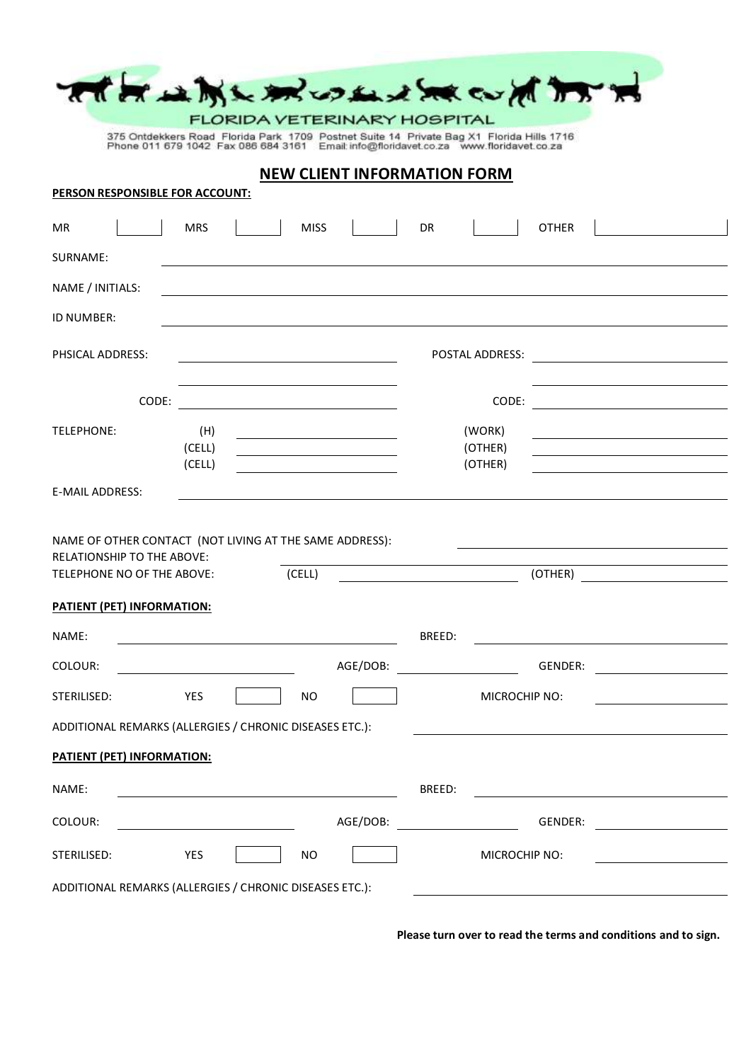FLORIDA VETERINARY HOSPITAL

375 Ontdekkers Road Florida Park 1709 Postnet Suite 14 Private Bag X1 Florida Hills 1716
Phone 011 679 1042 Fax 086 684 3161 Email: info@floridavet.co.za www.floridavet.co.za

## NEW CLIENT INFORMATION FORM

**PERSON RESPONSIBLE FOR ACCOUNT:**

MR [ ] MRS [ ] MISS [ ] DR [ ] OTHER [ ]

SURNAME: ____________________

NAME / INITIALS: ____________________

ID NUMBER: ____________________

PHSICAL ADDRESS: ____________________ POSTAL ADDRESS: ____________________

____________________ ____________________

CODE: ____________________ CODE: ____________________

TELEPHONE: (H) ____________________ (WORK) ____________________
(CELL) ____________________ (OTHER) ____________________
(CELL) ____________________ (OTHER) ____________________

E-MAIL ADDRESS: ____________________

NAME OF OTHER CONTACT (NOT LIVING AT THE SAME ADDRESS): ____________________
RELATIONSHIP TO THE ABOVE: ____________________
TELEPHONE NO OF THE ABOVE: (CELL) ____________________ (OTHER) ____________________

**PATIENT (PET) INFORMATION:**

NAME: ____________________ BREED: ____________________

COLOUR: ____________________ AGE/DOB: ____________________ GENDER: ____________________

STERILISED: YES [ ] NO [ ] MICROCHIP NO: ____________________

ADDITIONAL REMARKS (ALLERGIES / CHRONIC DISEASES ETC.): ____________________

**PATIENT (PET) INFORMATION:**

NAME: ____________________ BREED: ____________________

COLOUR: ____________________ AGE/DOB: ____________________ GENDER: ____________________

STERILISED: YES [ ] NO [ ] MICROCHIP NO: ____________________

ADDITIONAL REMARKS (ALLERGIES / CHRONIC DISEASES ETC.): ____________________

**Please turn over to read the terms and conditions and to sign.**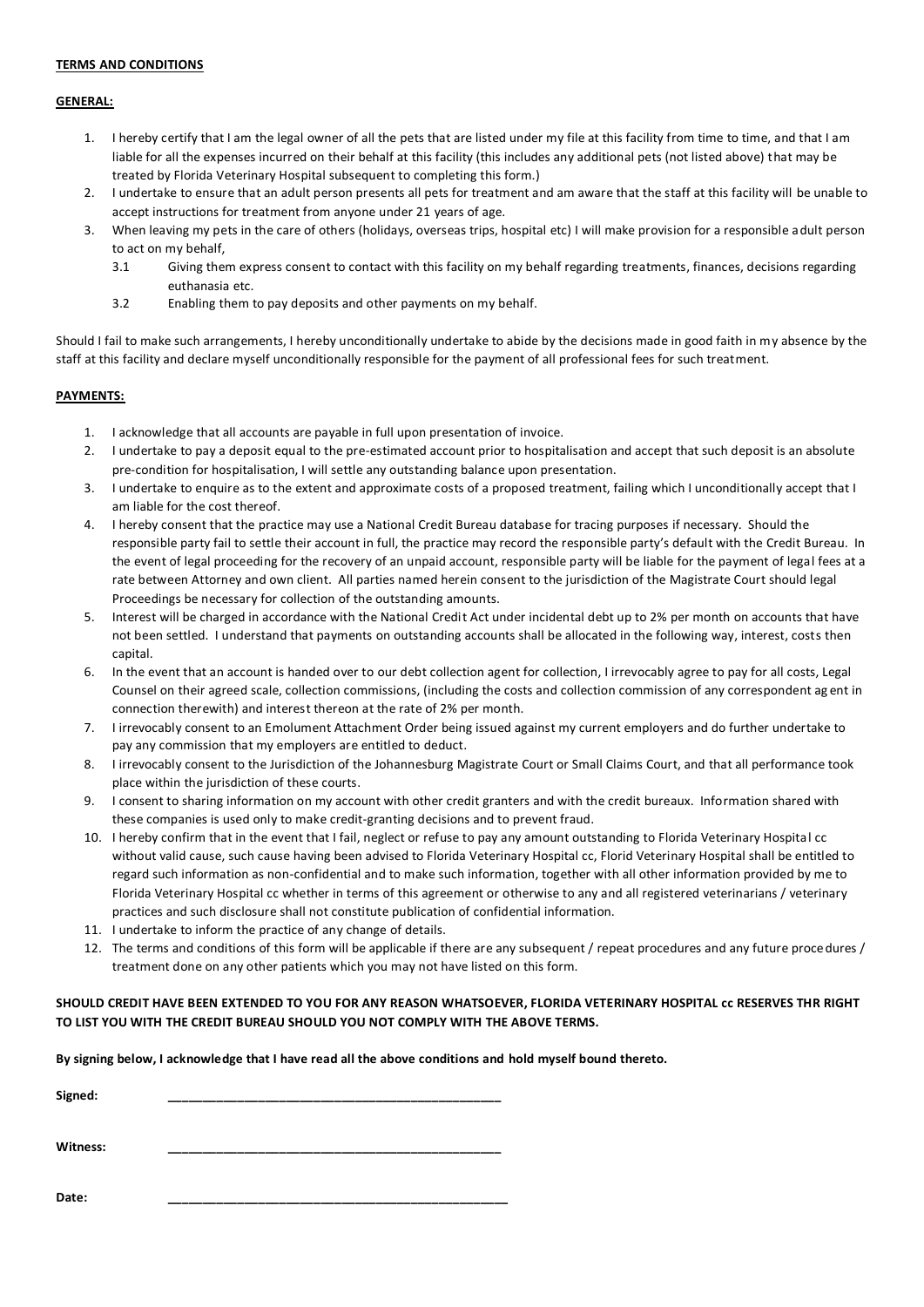**TERMS AND CONDITIONS**

**GENERAL:**

1. I hereby certify that I am the legal owner of all the pets that are listed under my file at this facility from time to time, and that I am liable for all the expenses incurred on their behalf at this facility (this includes any additional pets (not listed above) that may be treated by Florida Veterinary Hospital subsequent to completing this form.)
2. I undertake to ensure that an adult person presents all pets for treatment and am aware that the staff at this facility will be unable to accept instructions for treatment from anyone under 21 years of age.
3. When leaving my pets in the care of others (holidays, overseas trips, hospital etc) I will make provision for a responsible adult person to act on my behalf,
   - 3.1 Giving them express consent to contact with this facility on my behalf regarding treatments, finances, decisions regarding euthanasia etc.
   - 3.2 Enabling them to pay deposits and other payments on my behalf.

Should I fail to make such arrangements, I hereby unconditionally undertake to abide by the decisions made in good faith in my absence by the staff at this facility and declare myself unconditionally responsible for the payment of all professional fees for such treatment.

**PAYMENTS:**

1. I acknowledge that all accounts are payable in full upon presentation of invoice.
2. I undertake to pay a deposit equal to the pre-estimated account prior to hospitalisation and accept that such deposit is an absolute pre-condition for hospitalisation, I will settle any outstanding balance upon presentation.
3. I undertake to enquire as to the extent and approximate costs of a proposed treatment, failing which I unconditionally accept that I am liable for the cost thereof.
4. I hereby consent that the practice may use a National Credit Bureau database for tracing purposes if necessary. Should the responsible party fail to settle their account in full, the practice may record the responsible party's default with the Credit Bureau. In the event of legal proceeding for the recovery of an unpaid account, responsible party will be liable for the payment of legal fees at a rate between Attorney and own client. All parties named herein consent to the jurisdiction of the Magistrate Court should legal Proceedings be necessary for collection of the outstanding amounts.
5. Interest will be charged in accordance with the National Credit Act under incidental debt up to 2% per month on accounts that have not been settled. I understand that payments on outstanding accounts shall be allocated in the following way, interest, costs then capital.
6. In the event that an account is handed over to our debt collection agent for collection, I irrevocably agree to pay for all costs, Legal Counsel on their agreed scale, collection commissions, (including the costs and collection commission of any correspondent agent in connection therewith) and interest thereon at the rate of 2% per month.
7. I irrevocably consent to an Emolument Attachment Order being issued against my current employers and do further undertake to pay any commission that my employers are entitled to deduct.
8. I irrevocably consent to the Jurisdiction of the Johannesburg Magistrate Court or Small Claims Court, and that all performance took place within the jurisdiction of these courts.
9. I consent to sharing information on my account with other credit granters and with the credit bureaux. Information shared with these companies is used only to make credit-granting decisions and to prevent fraud.
10. I hereby confirm that in the event that I fail, neglect or refuse to pay any amount outstanding to Florida Veterinary Hospital cc without valid cause, such cause having been advised to Florida Veterinary Hospital cc, Florid Veterinary Hospital shall be entitled to regard such information as non-confidential and to make such information, together with all other information provided by me to Florida Veterinary Hospital cc whether in terms of this agreement or otherwise to any and all registered veterinarians / veterinary practices and such disclosure shall not constitute publication of confidential information.
11. I undertake to inform the practice of any change of details.
12. The terms and conditions of this form will be applicable if there are any subsequent / repeat procedures and any future procedures / treatment done on any other patients which you may not have listed on this form.

**SHOULD CREDIT HAVE BEEN EXTENDED TO YOU FOR ANY REASON WHATSOEVER, FLORIDA VETERINARY HOSPITAL cc RESERVES THR RIGHT TO LIST YOU WITH THE CREDIT BUREAU SHOULD YOU NOT COMPLY WITH THE ABOVE TERMS.**

**By signing below, I acknowledge that I have read all the above conditions and hold myself bound thereto.**

**Signed:** ______________________________________________

**Witness:** ______________________________________________

**Date:** ______________________________________________